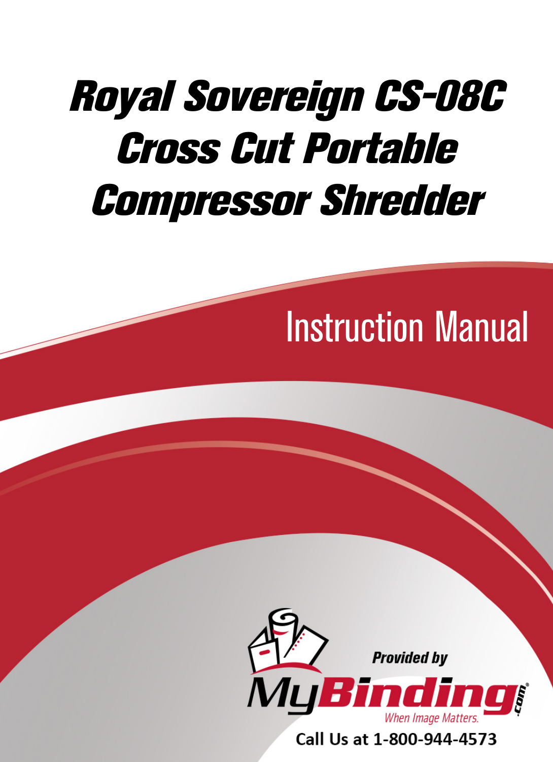# Royal Sovereign CS-08C Cross Cut Portable Compressor Shredder

## Instruction Manual

Provided by

MyBinding.com

When Image Matters.

Call Us at 1-800-944-4573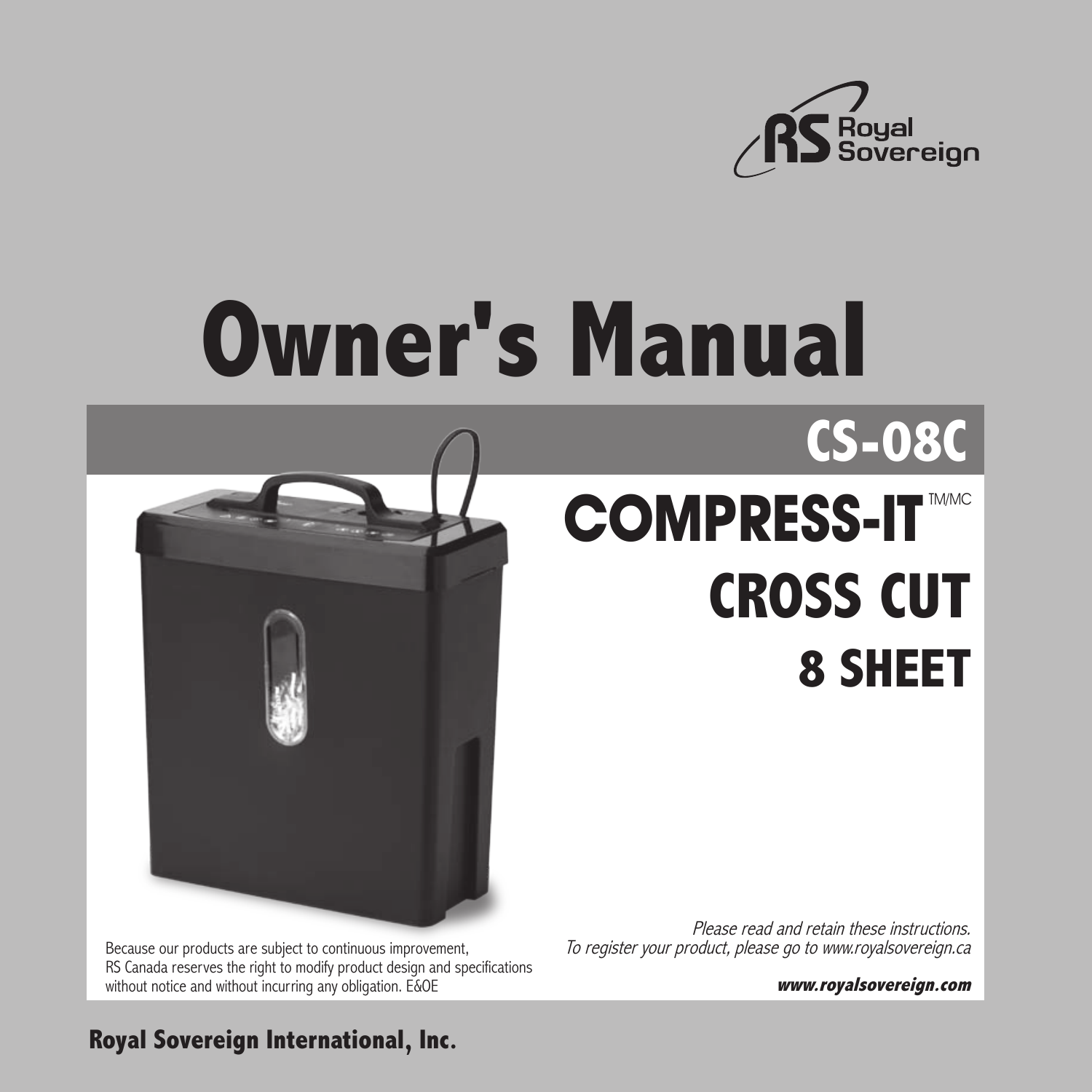Royal Sovereign

# Owner's Manual

## CS-08C

## COMPRESS-IT™/MC

## CROSS CUT

## 8 SHEET

Because our products are subject to continuous improvement, RS Canada reserves the right to modify product design and specifications without notice and without incurring any obligation. E&OE

*Please read and retain these instructions.*
*To register your product, please go to www.royalsovereign.ca*

***www.royalsovereign.com***

**Royal Sovereign International, Inc.**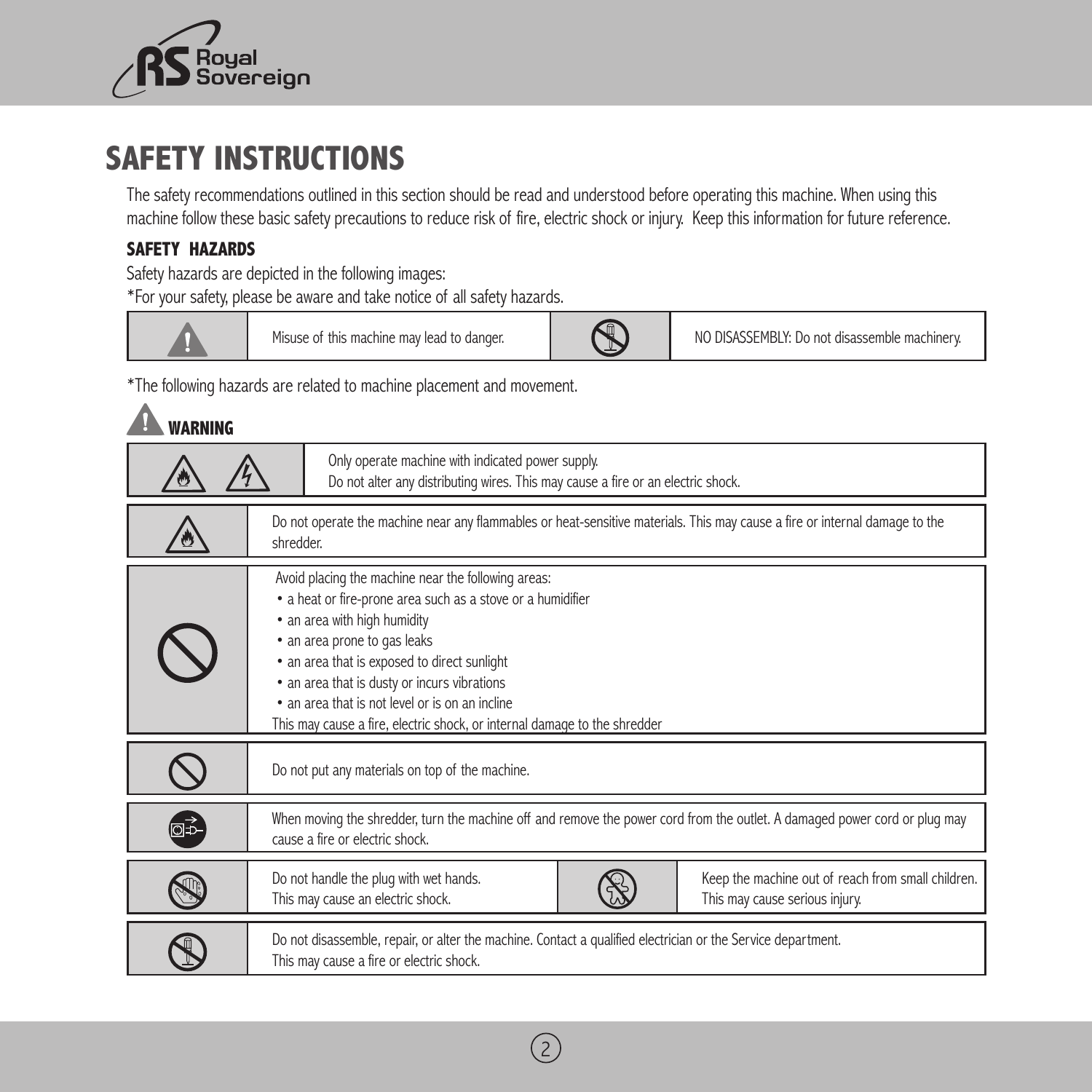# SAFETY INSTRUCTIONS

The safety recommendations outlined in this section should be read and understood before operating this machine. When using this machine follow these basic safety precautions to reduce risk of fire, electric shock or injury. Keep this information for future reference.

### SAFETY HAZARDS

Safety hazards are depicted in the following images:

*For your safety, please be aware and take notice of all safety hazards.

| | | | |
|---|---|---|---|
| ! | Misuse of this machine may lead to danger. | | NO DISASSEMBLY: Do not disassemble machinery. |

*The following hazards are related to machine placement and movement.

### WARNING

| | |
|---|---|
| | Only operate machine with indicated power supply.<br>Do not alter any distributing wires. This may cause a fire or an electric shock. |
| | Do not operate the machine near any flammables or heat-sensitive materials. This may cause a fire or internal damage to the shredder. |
| | Avoid placing the machine near the following areas:<br>• a heat or fire-prone area such as a stove or a humidifier<br>• an area with high humidity<br>• an area prone to gas leaks<br>• an area that is exposed to direct sunlight<br>• an area that is dusty or incurs vibrations<br>• an area that is not level or is on an incline<br>This may cause a fire, electric shock, or internal damage to the shredder |
| | Do not put any materials on top of the machine. |
| | When moving the shredder, turn the machine off and remove the power cord from the outlet. A damaged power cord or plug may cause a fire or electric shock. |

| | | | |
|---|---|---|---|
| | Do not handle the plug with wet hands.<br>This may cause an electric shock. | | Keep the machine out of reach from small children.<br>This may cause serious injury. |

| | |
|---|---|
| | Do not disassemble, repair, or alter the machine. Contact a qualified electrician or the Service department.<br>This may cause a fire or electric shock. |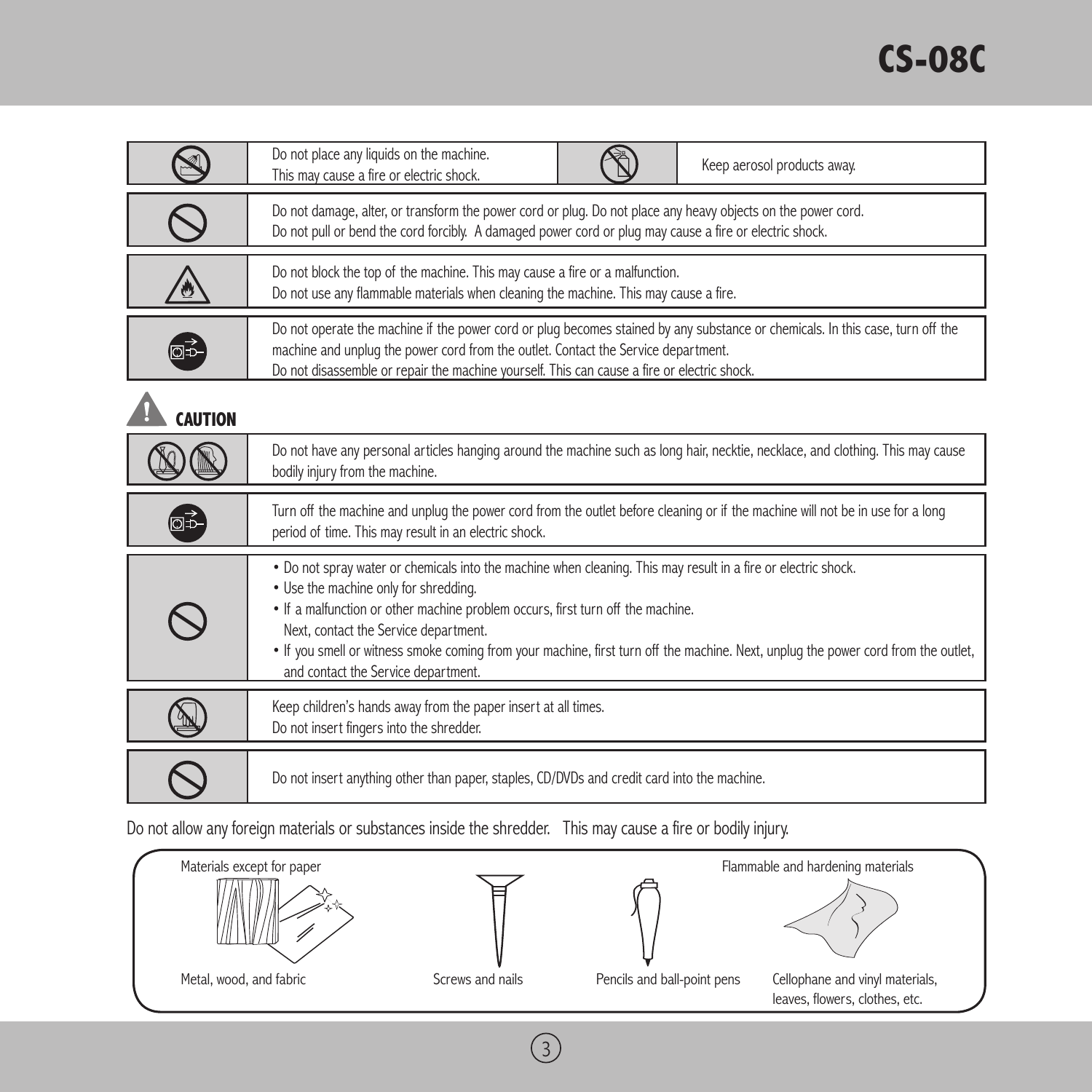| | |
|---|---|
| | Do not place any liquids on the machine. This may cause a fire or electric shock. |
| | Keep aerosol products away. |
| | Do not damage, alter, or transform the power cord or plug. Do not place any heavy objects on the power cord. Do not pull or bend the cord forcibly. A damaged power cord or plug may cause a fire or electric shock. |
| | Do not block the top of the machine. This may cause a fire or a malfunction. Do not use any flammable materials when cleaning the machine. This may cause a fire. |
| | Do not operate the machine if the power cord or plug becomes stained by any substance or chemicals. In this case, turn off the machine and unplug the power cord from the outlet. Contact the Service department. Do not disassemble or repair the machine yourself. This can cause a fire or electric shock. |

## CAUTION

| | |
|---|---|
| | Do not have any personal articles hanging around the machine such as long hair, necktie, necklace, and clothing. This may cause bodily injury from the machine. |
| | Turn off the machine and unplug the power cord from the outlet before cleaning or if the machine will not be in use for a long period of time. This may result in an electric shock. |
| | • Do not spray water or chemicals into the machine when cleaning. This may result in a fire or electric shock.<br>• Use the machine only for shredding.<br>• If a malfunction or other machine problem occurs, first turn off the machine. Next, contact the Service department.<br>• If you smell or witness smoke coming from your machine, first turn off the machine. Next, unplug the power cord from the outlet, and contact the Service department. |
| | Keep children's hands away from the paper insert at all times. Do not insert fingers into the shredder. |
| | Do not insert anything other than paper, staples, CD/DVDs and credit card into the machine. |

Do not allow any foreign materials or substances inside the shredder. This may cause a fire or bodily injury.

Materials except for paper

- Metal, wood, and fabric
- Screws and nails
- Pencils and ball-point pens

Flammable and hardening materials

- Cellophane and vinyl materials, leaves, flowers, clothes, etc.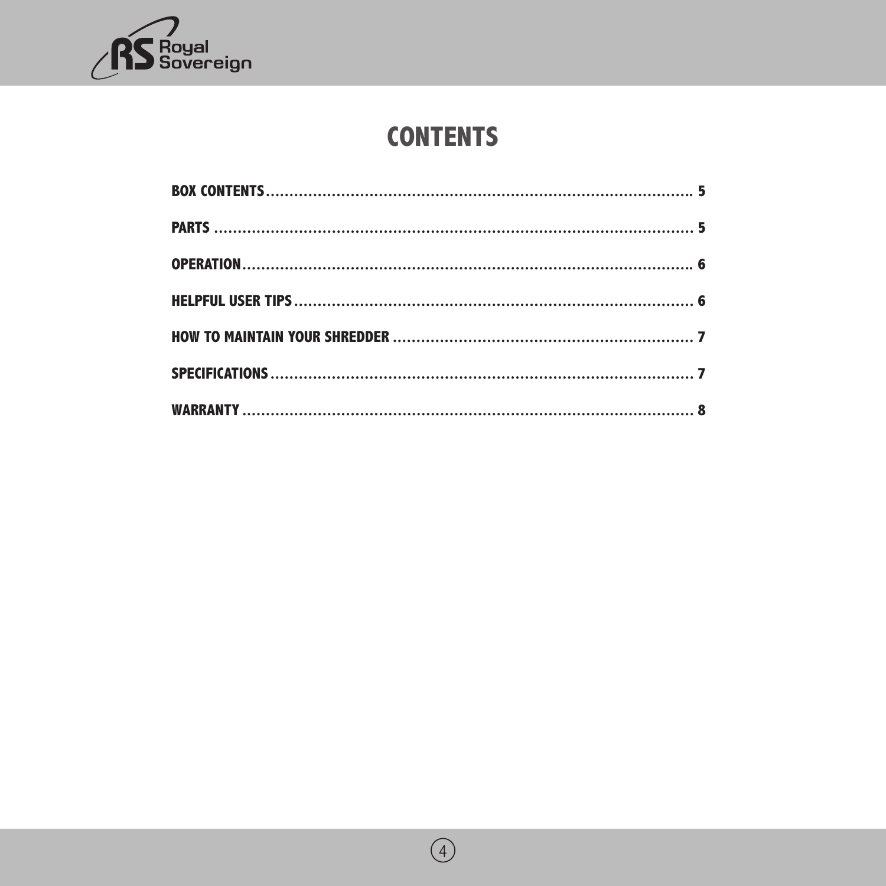# CONTENTS

**BOX CONTENTS**............................................................................................. **5**

**PARTS** ........................................................................................................ **5**

**OPERATION**................................................................................................ **6**

**HELPFUL USER TIPS** .................................................................................... **6**

**HOW TO MAINTAIN YOUR SHREDDER** ............................................................ **7**

**SPECIFICATIONS** ......................................................................................... **7**

**WARRANTY** .................................................................................................. **8**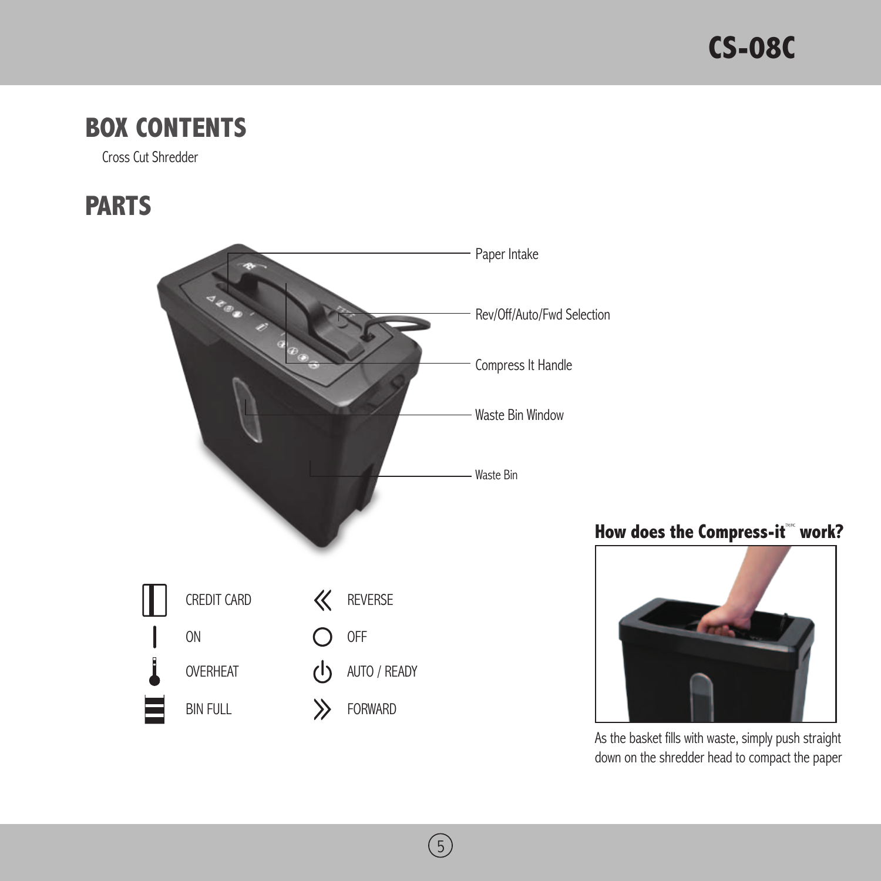## BOX CONTENTS

Cross Cut Shredder

## PARTS

Paper Intake

Rev/Off/Auto/Fwd Selection

Compress It Handle

Waste Bin Window

Waste Bin

| Symbol | Meaning | Symbol | Meaning |
| --- | --- | --- | --- |
| | CREDIT CARD | « | REVERSE |
| \| | ON | O | OFF |
| | OVERHEAT | | AUTO / READY |
| | BIN FULL | » | FORWARD |

### How does the Compress-it™ work?

As the basket fills with waste, simply push straight down on the shredder head to compact the paper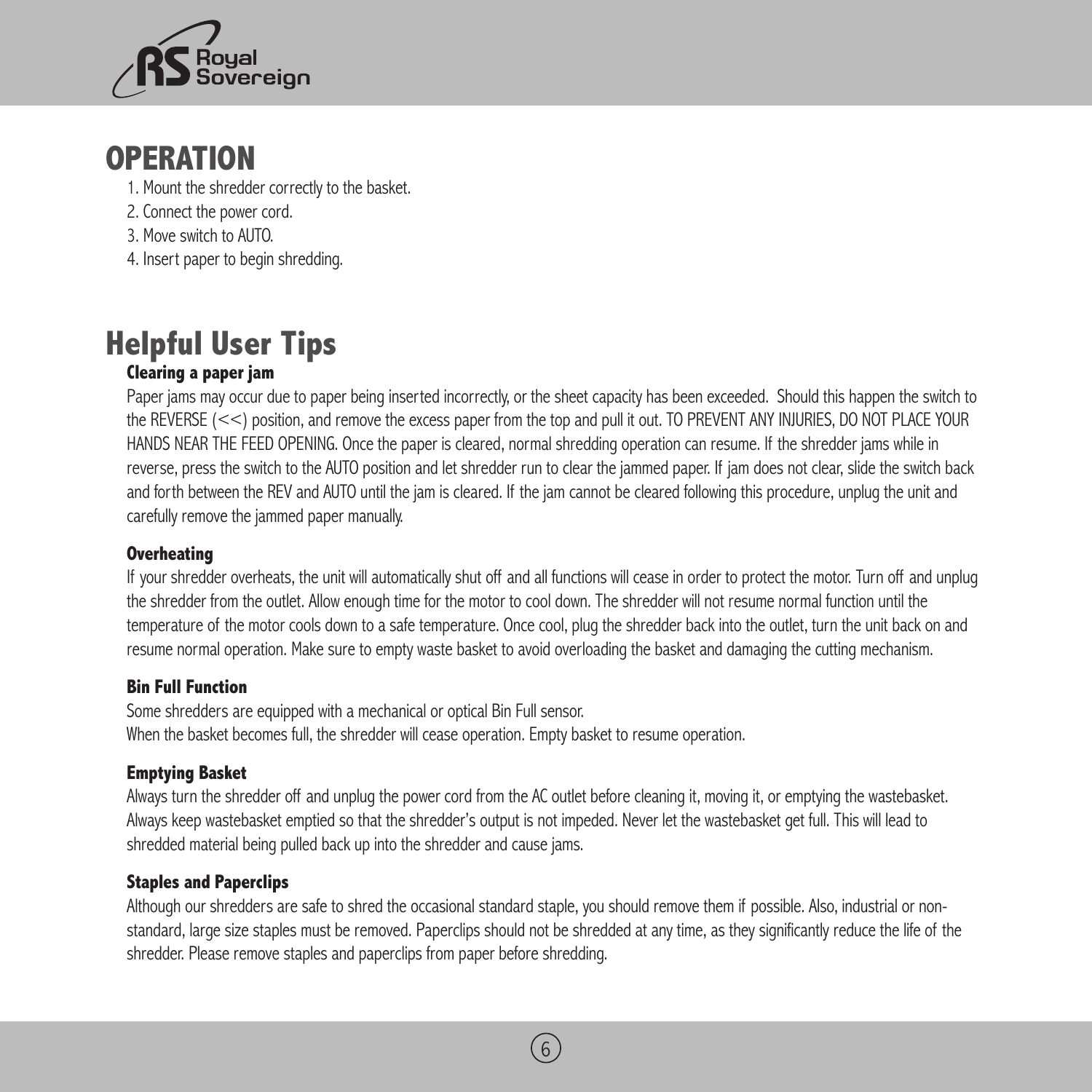# OPERATION

1. Mount the shredder correctly to the basket.
2. Connect the power cord.
3. Move switch to AUTO.
4. Insert paper to begin shredding.

# Helpful User Tips

### Clearing a paper jam

Paper jams may occur due to paper being inserted incorrectly, or the sheet capacity has been exceeded. Should this happen the switch to the REVERSE (<<) position, and remove the excess paper from the top and pull it out. TO PREVENT ANY INJURIES, DO NOT PLACE YOUR HANDS NEAR THE FEED OPENING. Once the paper is cleared, normal shredding operation can resume. If the shredder jams while in reverse, press the switch to the AUTO position and let shredder run to clear the jammed paper. If jam does not clear, slide the switch back and forth between the REV and AUTO until the jam is cleared. If the jam cannot be cleared following this procedure, unplug the unit and carefully remove the jammed paper manually.

### Overheating

If your shredder overheats, the unit will automatically shut off and all functions will cease in order to protect the motor. Turn off and unplug the shredder from the outlet. Allow enough time for the motor to cool down. The shredder will not resume normal function until the temperature of the motor cools down to a safe temperature. Once cool, plug the shredder back into the outlet, turn the unit back on and resume normal operation. Make sure to empty waste basket to avoid overloading the basket and damaging the cutting mechanism.

### Bin Full Function

Some shredders are equipped with a mechanical or optical Bin Full sensor.
When the basket becomes full, the shredder will cease operation. Empty basket to resume operation.

### Emptying Basket

Always turn the shredder off and unplug the power cord from the AC outlet before cleaning it, moving it, or emptying the wastebasket. Always keep wastebasket emptied so that the shredder's output is not impeded. Never let the wastebasket get full. This will lead to shredded material being pulled back up into the shredder and cause jams.

### Staples and Paperclips

Although our shredders are safe to shred the occasional standard staple, you should remove them if possible. Also, industrial or non-standard, large size staples must be removed. Paperclips should not be shredded at any time, as they significantly reduce the life of the shredder. Please remove staples and paperclips from paper before shredding.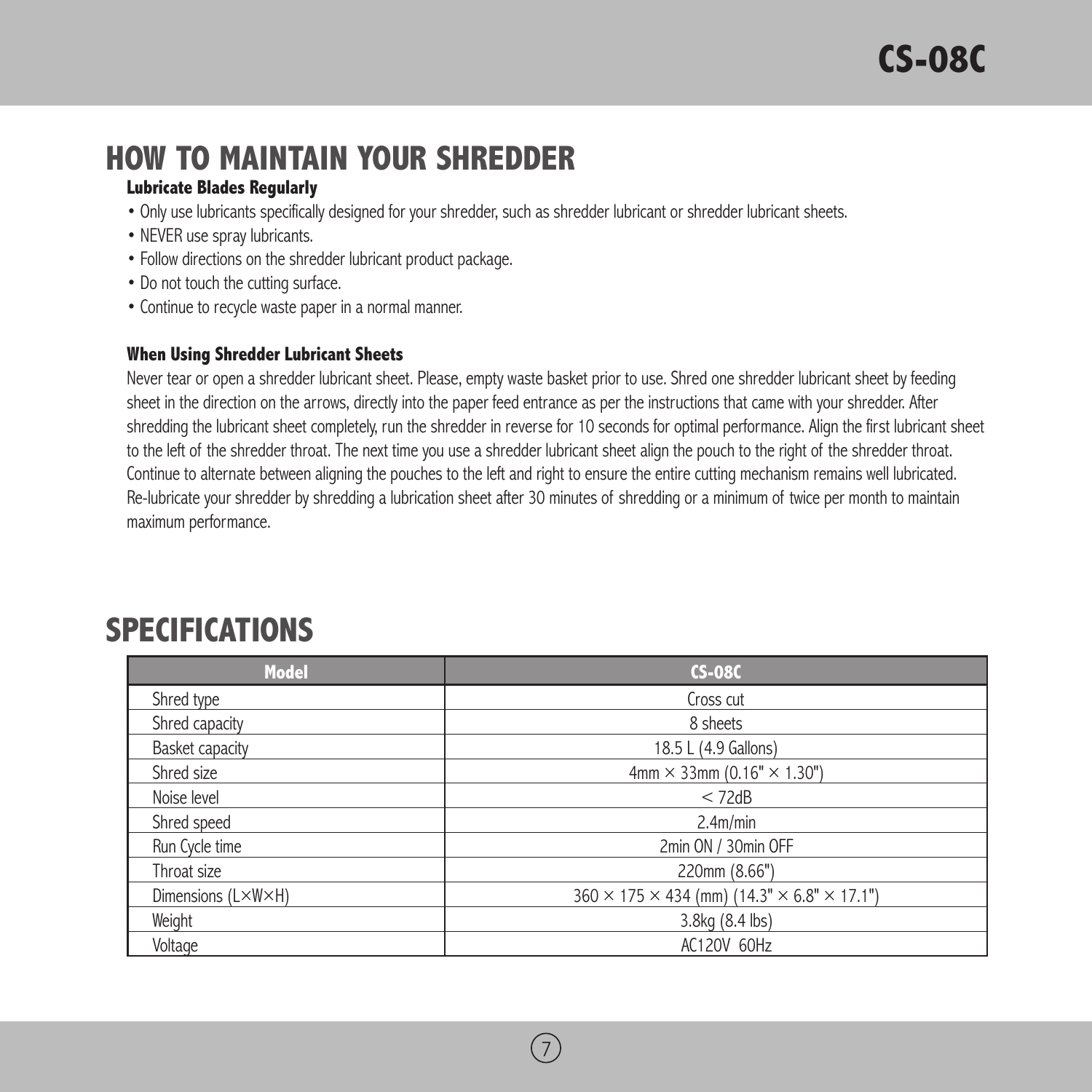# HOW TO MAINTAIN YOUR SHREDDER

### Lubricate Blades Regularly

- Only use lubricants specifically designed for your shredder, such as shredder lubricant or shredder lubricant sheets.
- NEVER use spray lubricants.
- Follow directions on the shredder lubricant product package.
- Do not touch the cutting surface.
- Continue to recycle waste paper in a normal manner.

### When Using Shredder Lubricant Sheets

Never tear or open a shredder lubricant sheet. Please, empty waste basket prior to use. Shred one shredder lubricant sheet by feeding sheet in the direction on the arrows, directly into the paper feed entrance as per the instructions that came with your shredder. After shredding the lubricant sheet completely, run the shredder in reverse for 10 seconds for optimal performance. Align the first lubricant sheet to the left of the shredder throat. The next time you use a shredder lubricant sheet align the pouch to the right of the shredder throat. Continue to alternate between aligning the pouches to the left and right to ensure the entire cutting mechanism remains well lubricated. Re-lubricate your shredder by shredding a lubrication sheet after 30 minutes of shredding or a minimum of twice per month to maintain maximum performance.

# SPECIFICATIONS

| Model | CS-08C |
|---|---|
| Shred type | Cross cut |
| Shred capacity | 8 sheets |
| Basket capacity | 18.5 L (4.9 Gallons) |
| Shred size | 4mm × 33mm (0.16" × 1.30") |
| Noise level | < 72dB |
| Shred speed | 2.4m/min |
| Run Cycle time | 2min ON / 30min OFF |
| Throat size | 220mm (8.66") |
| Dimensions (L×W×H) | 360 × 175 × 434 (mm) (14.3" × 6.8" × 17.1") |
| Weight | 3.8kg (8.4 lbs) |
| Voltage | AC120V 60Hz |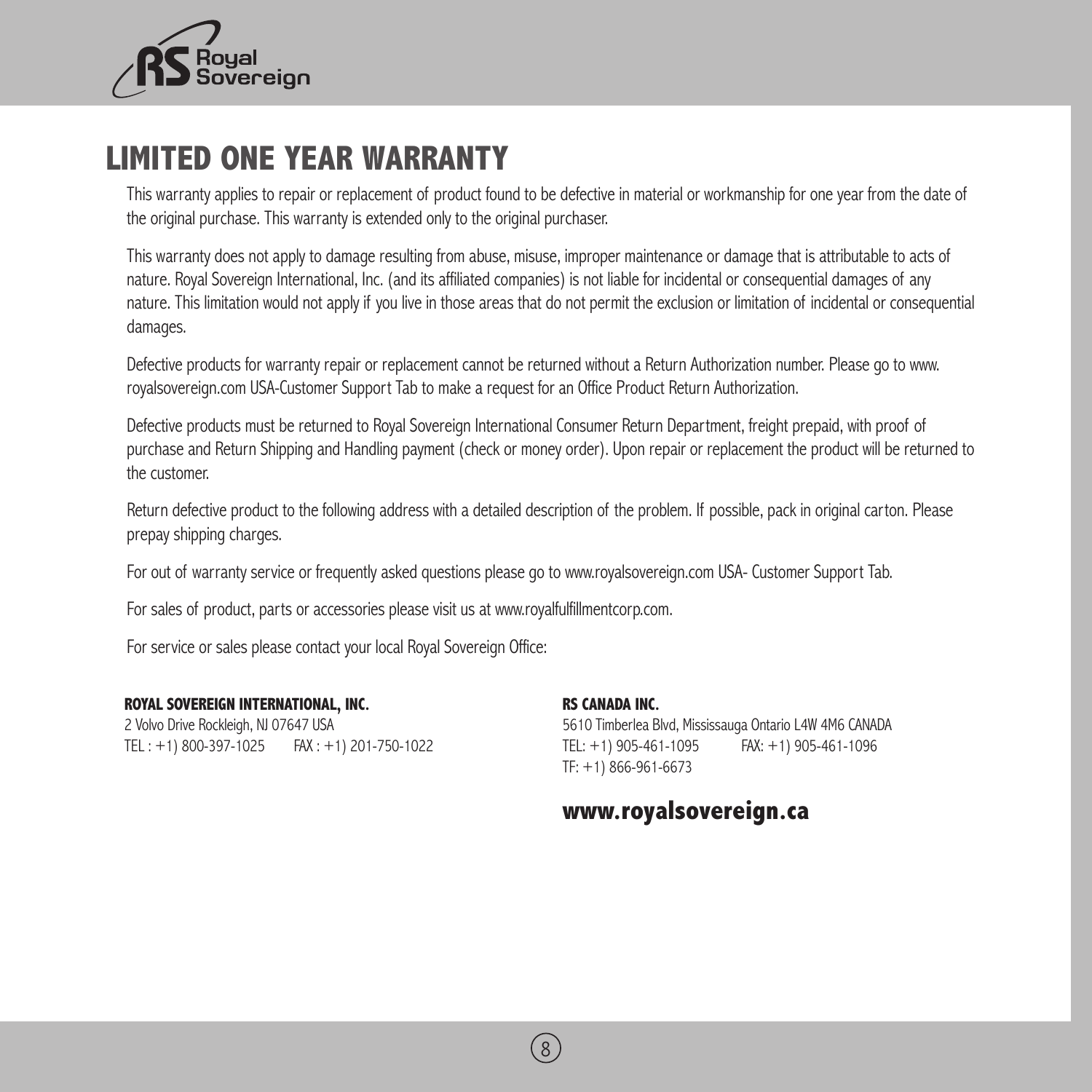# LIMITED ONE YEAR WARRANTY

This warranty applies to repair or replacement of product found to be defective in material or workmanship for one year from the date of the original purchase. This warranty is extended only to the original purchaser.

This warranty does not apply to damage resulting from abuse, misuse, improper maintenance or damage that is attributable to acts of nature. Royal Sovereign International, Inc. (and its affiliated companies) is not liable for incidental or consequential damages of any nature. This limitation would not apply if you live in those areas that do not permit the exclusion or limitation of incidental or consequential damages.

Defective products for warranty repair or replacement cannot be returned without a Return Authorization number. Please go to www.royalsovereign.com USA-Customer Support Tab to make a request for an Office Product Return Authorization.

Defective products must be returned to Royal Sovereign International Consumer Return Department, freight prepaid, with proof of purchase and Return Shipping and Handling payment (check or money order). Upon repair or replacement the product will be returned to the customer.

Return defective product to the following address with a detailed description of the problem. If possible, pack in original carton. Please prepay shipping charges.

For out of warranty service or frequently asked questions please go to www.royalsovereign.com USA- Customer Support Tab.

For sales of product, parts or accessories please visit us at www.royalfulfillmentcorp.com.

For service or sales please contact your local Royal Sovereign Office:

**ROYAL SOVEREIGN INTERNATIONAL, INC.**
2 Volvo Drive Rockleigh, NJ 07647 USA
TEL : +1) 800-397-1025 FAX : +1) 201-750-1022

**RS CANADA INC.**
5610 Timberlea Blvd, Mississauga Ontario L4W 4M6 CANADA
TEL: +1) 905-461-1095 FAX: +1) 905-461-1096
TF: +1) 866-961-6673

**www.royalsovereign.ca**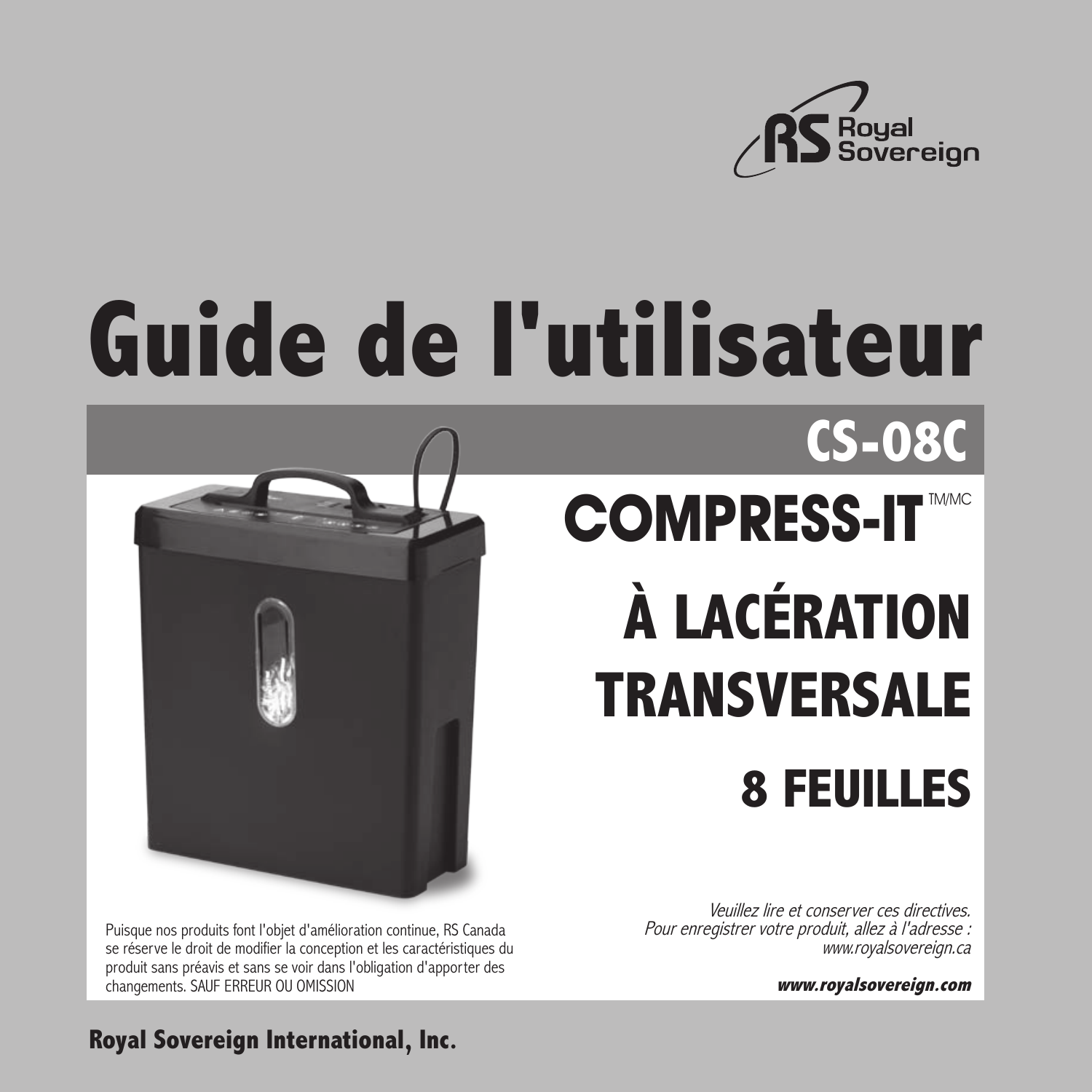Royal Sovereign

# Guide de l'utilisateur

## CS-08C

## COMPRESS-IT™/MC

## À LACÉRATION TRANSVERSALE

## 8 FEUILLES

Puisque nos produits font l'objet d'amélioration continue, RS Canada se réserve le droit de modifier la conception et les caractéristiques du produit sans préavis et sans se voir dans l'obligation d'apporter des changements. SAUF ERREUR OU OMISSION

*Veuillez lire et conserver ces directives.*
*Pour enregistrer votre produit, allez à l'adresse :*
*www.royalsovereign.ca*

***www.royalsovereign.com***

**Royal Sovereign International, Inc.**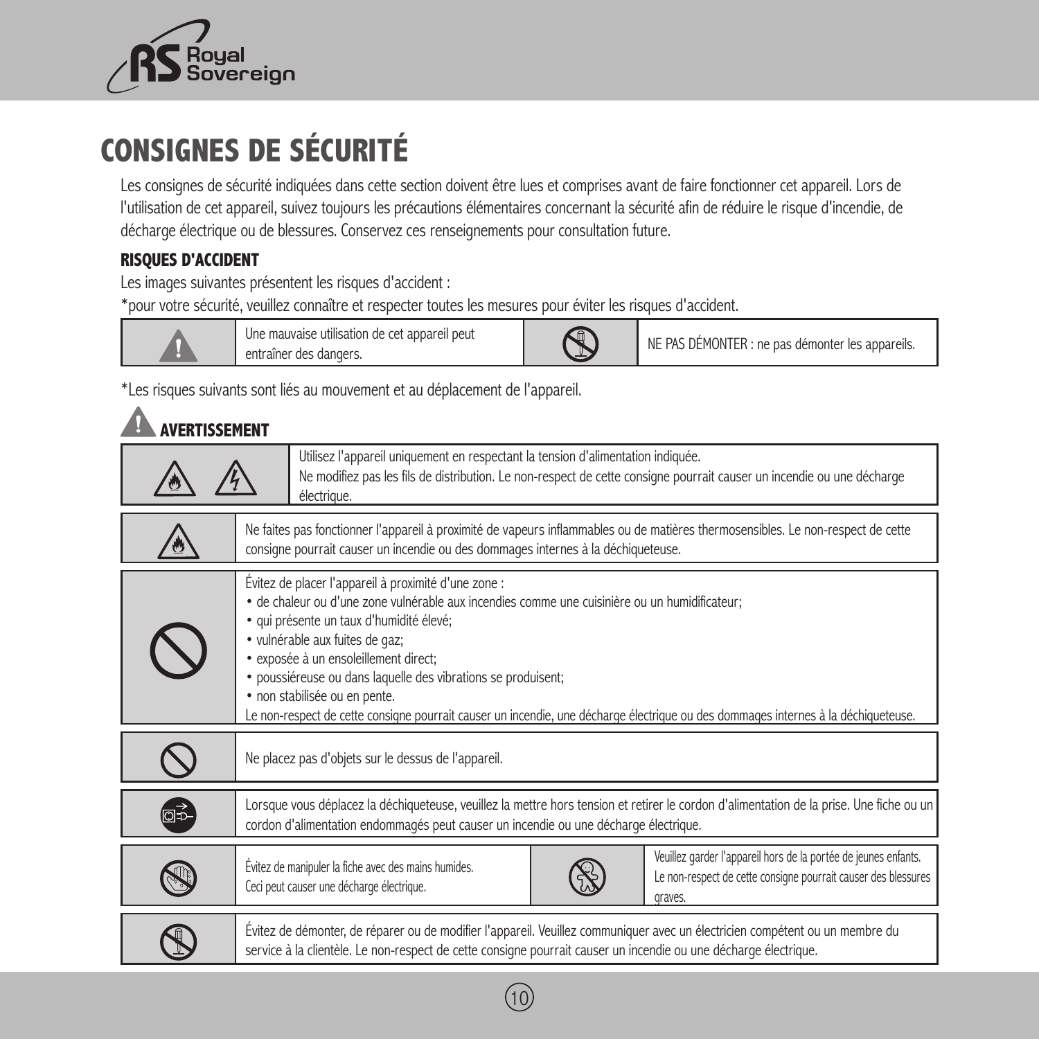# CONSIGNES DE SÉCURITÉ

Les consignes de sécurité indiquées dans cette section doivent être lues et comprises avant de faire fonctionner cet appareil. Lors de l'utilisation de cet appareil, suivez toujours les précautions élémentaires concernant la sécurité afin de réduire le risque d'incendie, de décharge électrique ou de blessures. Conservez ces renseignements pour consultation future.

### RISQUES D'ACCIDENT

Les images suivantes présentent les risques d'accident :

*pour votre sécurité, veuillez connaître et respecter toutes les mesures pour éviter les risques d'accident.

| | | | |
|---|---|---|---|
| | Une mauvaise utilisation de cet appareil peut entraîner des dangers. | | NE PAS DÉMONTER : ne pas démonter les appareils. |

*Les risques suivants sont liés au mouvement et au déplacement de l'appareil.

### AVERTISSEMENT

| | |
|---|---|
| | Utilisez l'appareil uniquement en respectant la tension d'alimentation indiquée. Ne modifiez pas les fils de distribution. Le non-respect de cette consigne pourrait causer un incendie ou une décharge électrique. |
| | Ne faites pas fonctionner l'appareil à proximité de vapeurs inflammables ou de matières thermosensibles. Le non-respect de cette consigne pourrait causer un incendie ou des dommages internes à la déchiqueteuse. |
| | Évitez de placer l'appareil à proximité d'une zone :<br>• de chaleur ou d'une zone vulnérable aux incendies comme une cuisinière ou un humidificateur;<br>• qui présente un taux d'humidité élevé;<br>• vulnérable aux fuites de gaz;<br>• exposée à un ensoleillement direct;<br>• poussiéreuse ou dans laquelle des vibrations se produisent;<br>• non stabilisée ou en pente.<br>Le non-respect de cette consigne pourrait causer un incendie, une décharge électrique ou des dommages internes à la déchiqueteuse. |
| | Ne placez pas d'objets sur le dessus de l'appareil. |
| | Lorsque vous déplacez la déchiqueteuse, veuillez la mettre hors tension et retirer le cordon d'alimentation de la prise. Une fiche ou un cordon d'alimentation endommagés peut causer un incendie ou une décharge électrique. |

| | | | |
|---|---|---|---|
| | Évitez de manipuler la fiche avec des mains humides. Ceci peut causer une décharge électrique. | | Veuillez garder l'appareil hors de la portée de jeunes enfants. Le non-respect de cette consigne pourrait causer des blessures graves. |

| | |
|---|---|
| | Évitez de démonter, de réparer ou de modifier l'appareil. Veuillez communiquer avec un électricien compétent ou un membre du service à la clientèle. Le non-respect de cette consigne pourrait causer un incendie ou une décharge électrique. |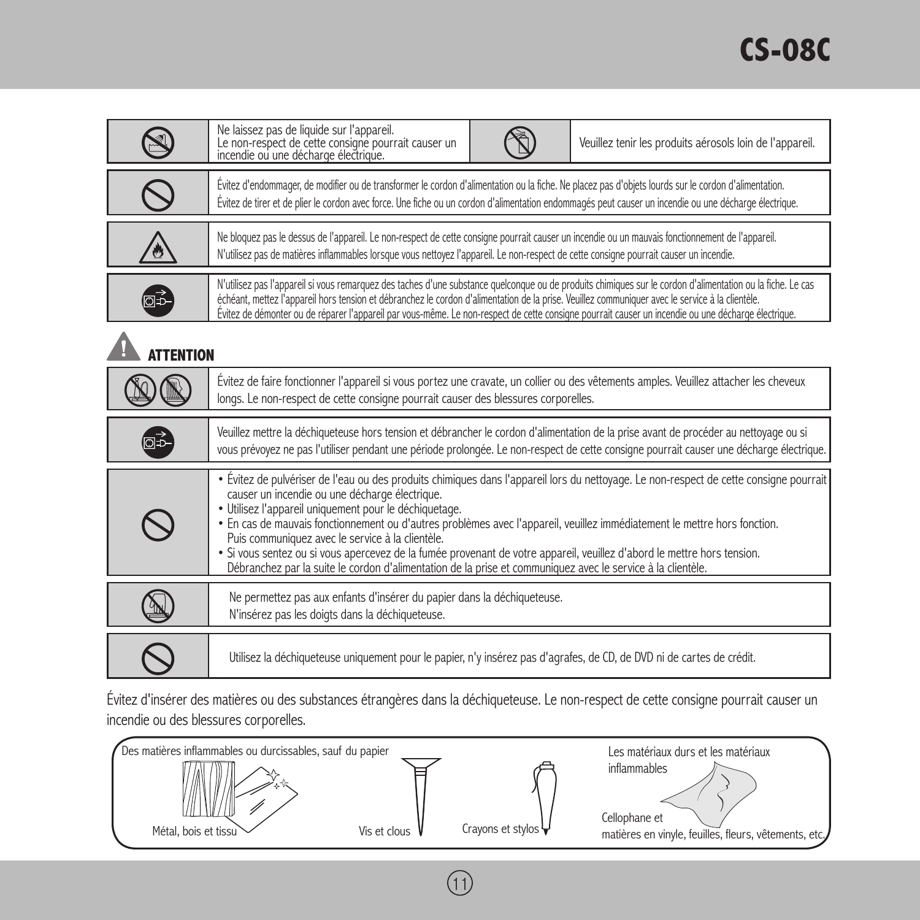| | | | |
|---|---|---|---|
| | Ne laissez pas de liquide sur l'appareil. Le non-respect de cette consigne pourrait causer un incendie ou une décharge électrique. | | Veuillez tenir les produits aérosols loin de l'appareil. |

| | |
|---|---|
| | Évitez d'endommager, de modifier ou de transformer le cordon d'alimentation ou la fiche. Ne placez pas d'objets lourds sur le cordon d'alimentation. Évitez de tirer et de plier le cordon avec force. Une fiche ou un cordon d'alimentation endommagés peut causer un incendie ou une décharge électrique. |
| | Ne bloquez pas le dessus de l'appareil. Le non-respect de cette consigne pourrait causer un incendie ou un mauvais fonctionnement de l'appareil. N'utilisez pas de matières inflammables lorsque vous nettoyez l'appareil. Le non-respect de cette consigne pourrait causer un incendie. |
| | N'utilisez pas l'appareil si vous remarquez des taches d'une substance quelconque ou de produits chimiques sur le cordon d'alimentation ou la fiche. Le cas échéant, mettez l'appareil hors tension et débranchez le cordon d'alimentation de la prise. Veuillez communiquer avec le service à la clientèle. Évitez de démonter ou de réparer l'appareil par vous-même. Le non-respect de cette consigne pourrait causer un incendie ou une décharge électrique. |

## ATTENTION

| | |
|---|---|
| | Évitez de faire fonctionner l'appareil si vous portez une cravate, un collier ou des vêtements amples. Veuillez attacher les cheveux longs. Le non-respect de cette consigne pourrait causer des blessures corporelles. |
| | Veuillez mettre la déchiqueteuse hors tension et débrancher le cordon d'alimentation de la prise avant de procéder au nettoyage ou si vous prévoyez ne pas l'utiliser pendant une période prolongée. Le non-respect de cette consigne pourrait causer une décharge électrique. |
| | • Évitez de pulvériser de l'eau ou des produits chimiques dans l'appareil lors du nettoyage. Le non-respect de cette consigne pourrait causer un incendie ou une décharge électrique.<br>• Utilisez l'appareil uniquement pour le déchiquetage.<br>• En cas de mauvais fonctionnement ou d'autres problèmes avec l'appareil, veuillez immédiatement le mettre hors fonction. Puis communiquez avec le service à la clientèle.<br>• Si vous sentez ou si vous apercevez de la fumée provenant de votre appareil, veuillez d'abord le mettre hors tension. Débranchez par la suite le cordon d'alimentation de la prise et communiquez avec le service à la clientèle. |
| | Ne permettez pas aux enfants d'insérer du papier dans la déchiqueteuse.<br>N'insérez pas les doigts dans la déchiqueteuse. |
| | Utilisez la déchiqueteuse uniquement pour le papier, n'y insérez pas d'agrafes, de CD, de DVD ni de cartes de crédit. |

Évitez d'insérer des matières ou des substances étrangères dans la déchiqueteuse. Le non-respect de cette consigne pourrait causer un incendie ou des blessures corporelles.

Des matières inflammables ou durcissables, sauf du papier

Métal, bois et tissu

Vis et clous

Crayons et stylos

Les matériaux durs et les matériaux inflammables

Cellophane et matières en vinyle, feuilles, fleurs, vêtements, etc.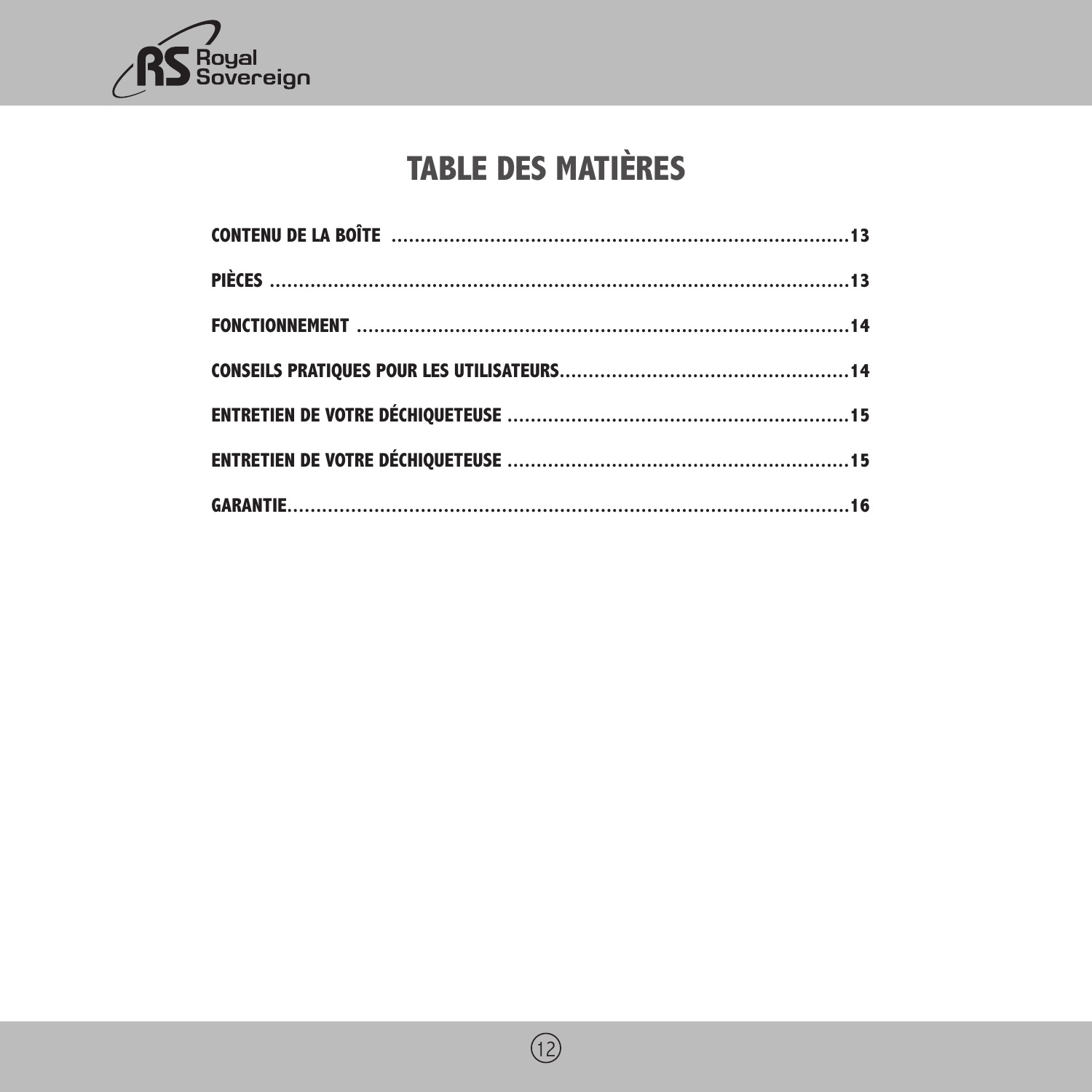# TABLE DES MATIÈRES

**CONTENU DE LA BOÎTE .................................................................................13**

**PIÈCES .......................................................................................................13**

**FONCTIONNEMENT .....................................................................................14**

**CONSEILS PRATIQUES POUR LES UTILISATEURS...................................................14**

**ENTRETIEN DE VOTRE DÉCHIQUETEUSE ............................................................15**

**ENTRETIEN DE VOTRE DÉCHIQUETEUSE ............................................................15**

**GARANTIE.....................................................................................................16**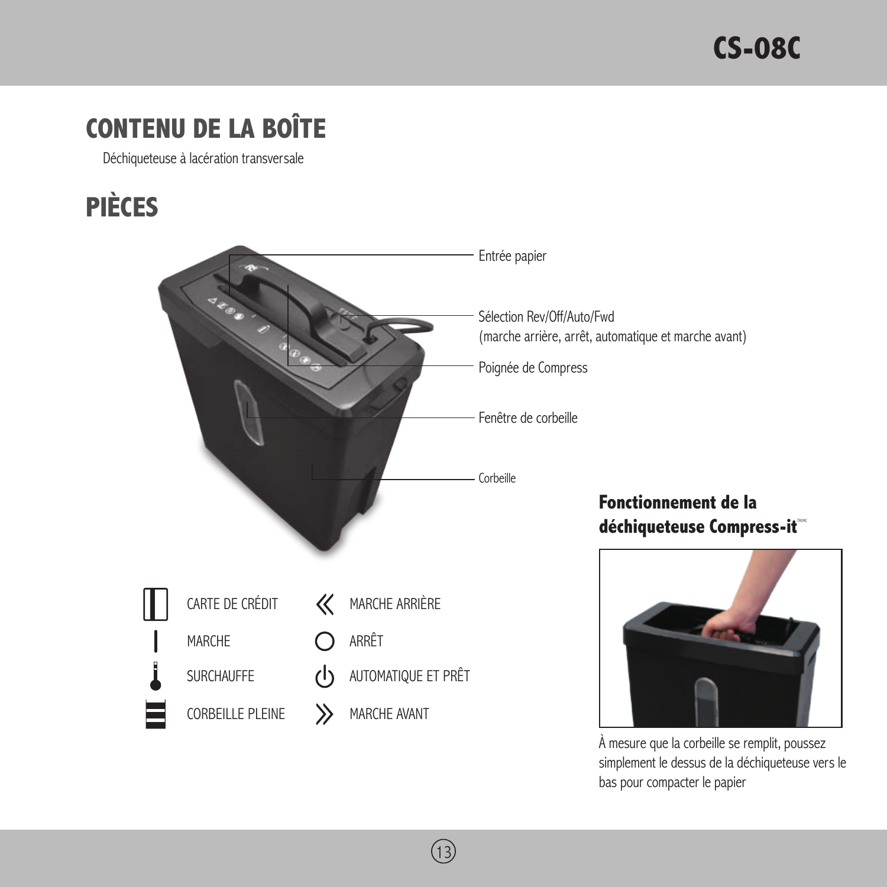# CONTENU DE LA BOÎTE

Déchiqueteuse à lacération transversale

# PIÈCES

Entrée papier

Sélection Rev/Off/Auto/Fwd (marche arrière, arrêt, automatique et marche avant)

Poignée de Compress

Fenêtre de corbeille

Corbeille

| | | | |
|---|---|---|---|
| ▯ | CARTE DE CRÉDIT | « | MARCHE ARRIÈRE |
| \| | MARCHE | ○ | ARRÊT |
| 🌡 | SURCHAUFFE | ⏻ | AUTOMATIQUE ET PRÊT |
| ☰ | CORBEILLE PLEINE | » | MARCHE AVANT |

### Fonctionnement de la déchiqueteuse Compress-it™/MC

À mesure que la corbeille se remplit, poussez simplement le dessus de la déchiqueteuse vers le bas pour compacter le papier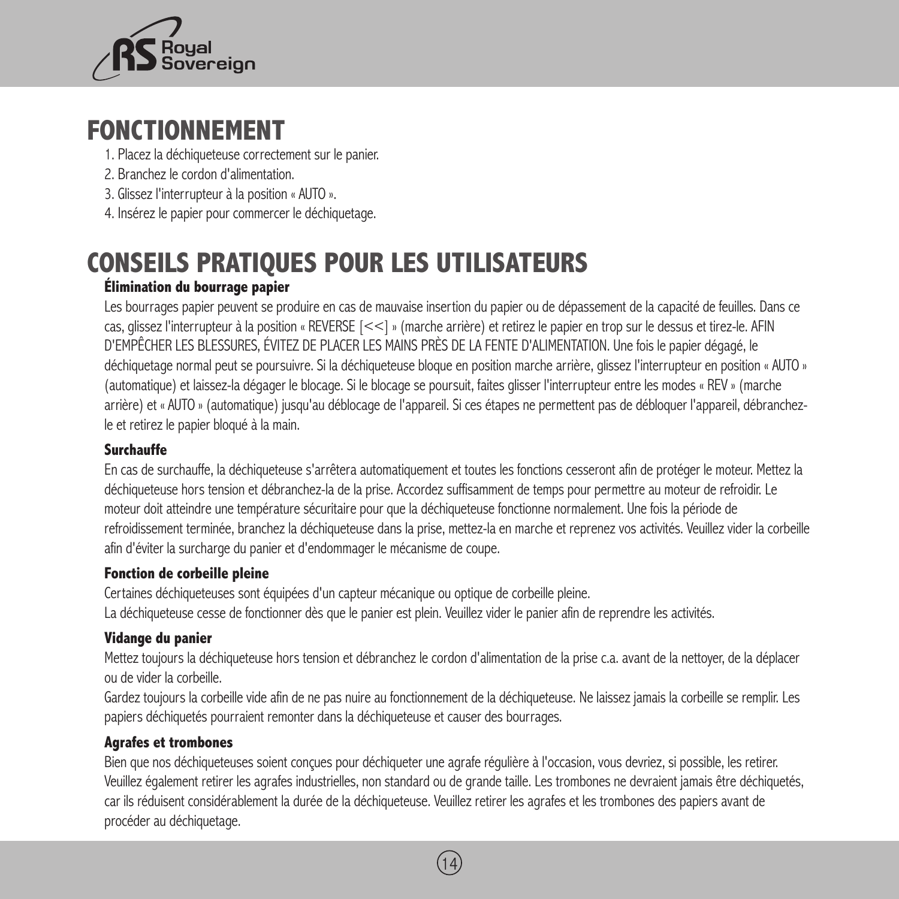## FONCTIONNEMENT

1. Placez la déchiqueteuse correctement sur le panier.
2. Branchez le cordon d'alimentation.
3. Glissez l'interrupteur à la position « AUTO ».
4. Insérez le papier pour commercer le déchiquetage.

## CONSEILS PRATIQUES POUR LES UTILISATEURS

### Élimination du bourrage papier

Les bourrages papier peuvent se produire en cas de mauvaise insertion du papier ou de dépassement de la capacité de feuilles. Dans ce cas, glissez l'interrupteur à la position « REVERSE [<<] » (marche arrière) et retirez le papier en trop sur le dessus et tirez-le. AFIN D'EMPÊCHER LES BLESSURES, ÉVITEZ DE PLACER LES MAINS PRÈS DE LA FENTE D'ALIMENTATION. Une fois le papier dégagé, le déchiquetage normal peut se poursuivre. Si la déchiqueteuse bloque en position marche arrière, glissez l'interrupteur en position « AUTO » (automatique) et laissez-la dégager le blocage. Si le blocage se poursuit, faites glisser l'interrupteur entre les modes « REV » (marche arrière) et « AUTO » (automatique) jusqu'au déblocage de l'appareil. Si ces étapes ne permettent pas de débloquer l'appareil, débranchez-le et retirez le papier bloqué à la main.

### Surchauffe

En cas de surchauffe, la déchiqueteuse s'arrêtera automatiquement et toutes les fonctions cesseront afin de protéger le moteur. Mettez la déchiqueteuse hors tension et débranchez-la de la prise. Accordez suffisamment de temps pour permettre au moteur de refroidir. Le moteur doit atteindre une température sécuritaire pour que la déchiqueteuse fonctionne normalement. Une fois la période de refroidissement terminée, branchez la déchiqueteuse dans la prise, mettez-la en marche et reprenez vos activités. Veuillez vider la corbeille afin d'éviter la surcharge du panier et d'endommager le mécanisme de coupe.

### Fonction de corbeille pleine

Certaines déchiqueteuses sont équipées d'un capteur mécanique ou optique de corbeille pleine.
La déchiqueteuse cesse de fonctionner dès que le panier est plein. Veuillez vider le panier afin de reprendre les activités.

### Vidange du panier

Mettez toujours la déchiqueteuse hors tension et débranchez le cordon d'alimentation de la prise c.a. avant de la nettoyer, de la déplacer ou de vider la corbeille.

Gardez toujours la corbeille vide afin de ne pas nuire au fonctionnement de la déchiqueteuse. Ne laissez jamais la corbeille se remplir. Les papiers déchiquetés pourraient remonter dans la déchiqueteuse et causer des bourrages.

### Agrafes et trombones

Bien que nos déchiqueteuses soient conçues pour déchiqueter une agrafe régulière à l'occasion, vous devriez, si possible, les retirer. Veuillez également retirer les agrafes industrielles, non standard ou de grande taille. Les trombones ne devraient jamais être déchiquetés, car ils réduisent considérablement la durée de la déchiqueteuse. Veuillez retirer les agrafes et les trombones des papiers avant de procéder au déchiquetage.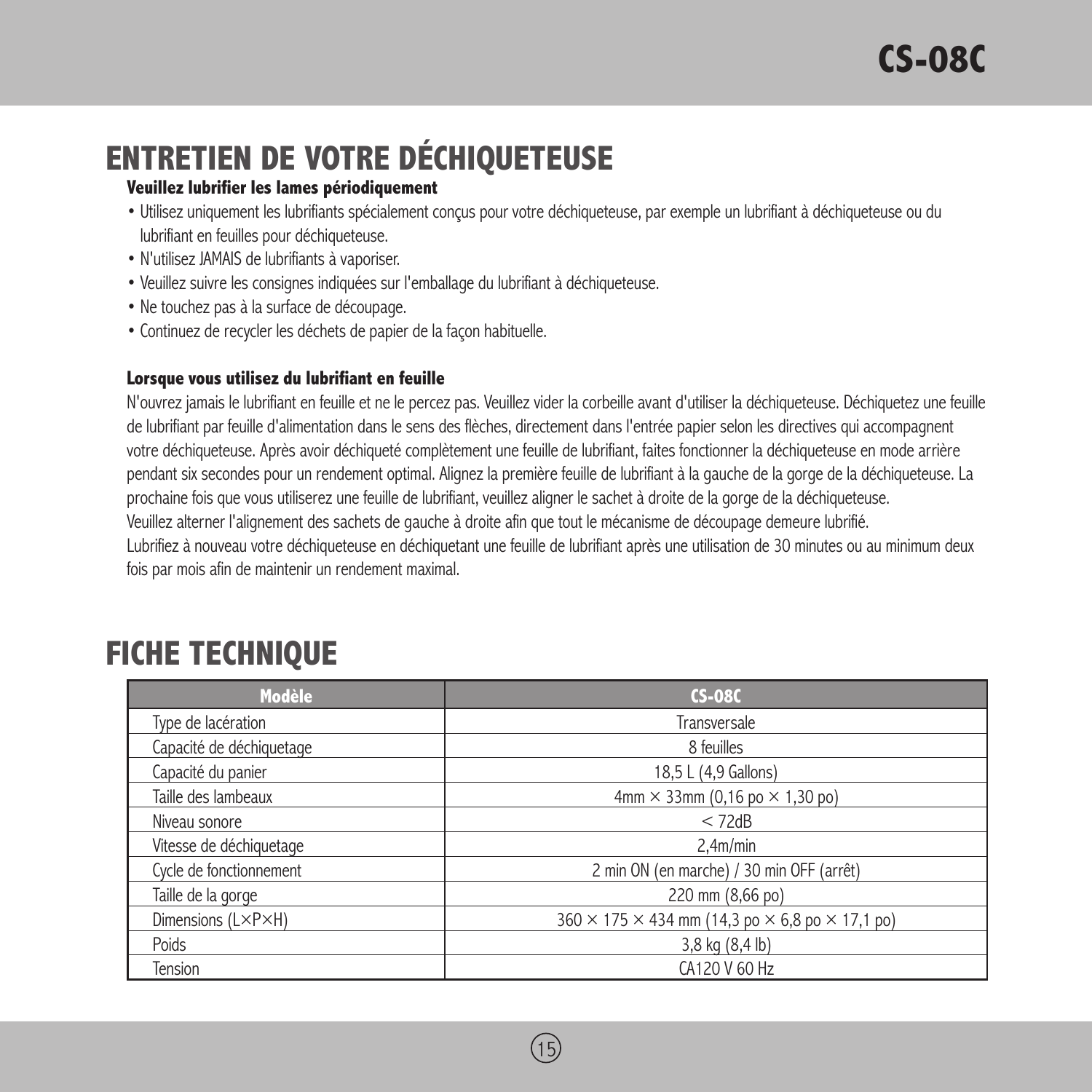# ENTRETIEN DE VOTRE DÉCHIQUETEUSE

### Veuillez lubrifier les lames périodiquement

- Utilisez uniquement les lubrifiants spécialement conçus pour votre déchiqueteuse, par exemple un lubrifiant à déchiqueteuse ou du lubrifiant en feuilles pour déchiqueteuse.
- N'utilisez JAMAIS de lubrifiants à vaporiser.
- Veuillez suivre les consignes indiquées sur l'emballage du lubrifiant à déchiqueteuse.
- Ne touchez pas à la surface de découpage.
- Continuez de recycler les déchets de papier de la façon habituelle.

### Lorsque vous utilisez du lubrifiant en feuille

N'ouvrez jamais le lubrifiant en feuille et ne le percez pas. Veuillez vider la corbeille avant d'utiliser la déchiqueteuse. Déchiquetez une feuille de lubrifiant par feuille d'alimentation dans le sens des flèches, directement dans l'entrée papier selon les directives qui accompagnent votre déchiqueteuse. Après avoir déchiqueté complètement une feuille de lubrifiant, faites fonctionner la déchiqueteuse en mode arrière pendant six secondes pour un rendement optimal. Alignez la première feuille de lubrifiant à la gauche de la gorge de la déchiqueteuse. La prochaine fois que vous utiliserez une feuille de lubrifiant, veuillez aligner le sachet à droite de la gorge de la déchiqueteuse.
Veuillez alterner l'alignement des sachets de gauche à droite afin que tout le mécanisme de découpage demeure lubrifié.
Lubrifiez à nouveau votre déchiqueteuse en déchiquetant une feuille de lubrifiant après une utilisation de 30 minutes ou au minimum deux fois par mois afin de maintenir un rendement maximal.

# FICHE TECHNIQUE

| Modèle | CS-08C |
|---|---|
| Type de lacération | Transversale |
| Capacité de déchiquetage | 8 feuilles |
| Capacité du panier | 18,5 L (4,9 Gallons) |
| Taille des lambeaux | 4mm × 33mm (0,16 po × 1,30 po) |
| Niveau sonore | < 72dB |
| Vitesse de déchiquetage | 2,4m/min |
| Cycle de fonctionnement | 2 min ON (en marche) / 30 min OFF (arrêt) |
| Taille de la gorge | 220 mm (8,66 po) |
| Dimensions (L×P×H) | 360 × 175 × 434 mm (14,3 po × 6,8 po × 17,1 po) |
| Poids | 3,8 kg (8,4 lb) |
| Tension | CA120 V 60 Hz |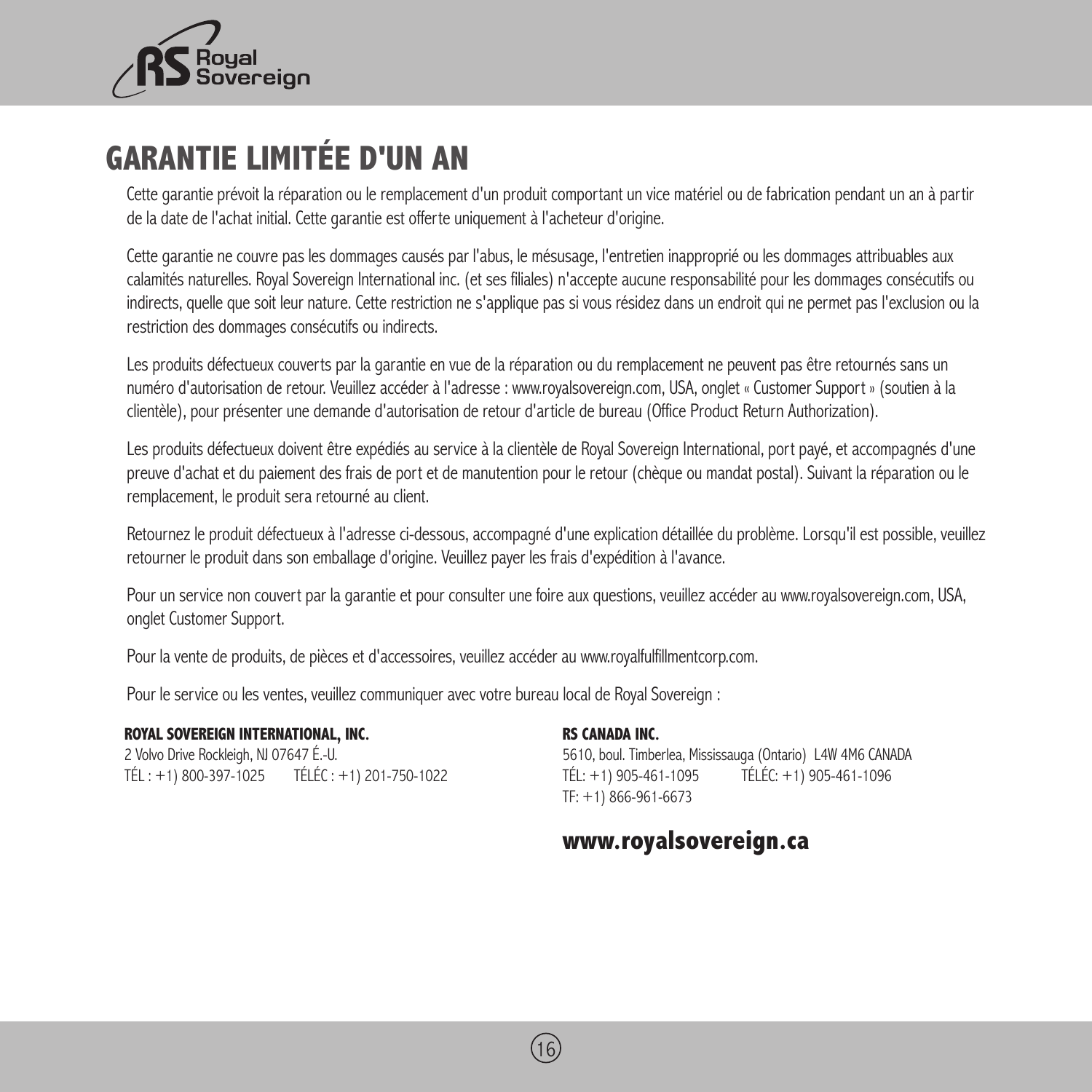# GARANTIE LIMITÉE D'UN AN

Cette garantie prévoit la réparation ou le remplacement d'un produit comportant un vice matériel ou de fabrication pendant un an à partir de la date de l'achat initial. Cette garantie est offerte uniquement à l'acheteur d'origine.

Cette garantie ne couvre pas les dommages causés par l'abus, le mésusage, l'entretien inapproprié ou les dommages attribuables aux calamités naturelles. Royal Sovereign International inc. (et ses filiales) n'accepte aucune responsabilité pour les dommages consécutifs ou indirects, quelle que soit leur nature. Cette restriction ne s'applique pas si vous résidez dans un endroit qui ne permet pas l'exclusion ou la restriction des dommages consécutifs ou indirects.

Les produits défectueux couverts par la garantie en vue de la réparation ou du remplacement ne peuvent pas être retournés sans un numéro d'autorisation de retour. Veuillez accéder à l'adresse : www.royalsovereign.com, USA, onglet « Customer Support » (soutien à la clientèle), pour présenter une demande d'autorisation de retour d'article de bureau (Office Product Return Authorization).

Les produits défectueux doivent être expédiés au service à la clientèle de Royal Sovereign International, port payé, et accompagnés d'une preuve d'achat et du paiement des frais de port et de manutention pour le retour (chèque ou mandat postal). Suivant la réparation ou le remplacement, le produit sera retourné au client.

Retournez le produit défectueux à l'adresse ci-dessous, accompagné d'une explication détaillée du problème. Lorsqu'il est possible, veuillez retourner le produit dans son emballage d'origine. Veuillez payer les frais d'expédition à l'avance.

Pour un service non couvert par la garantie et pour consulter une foire aux questions, veuillez accéder au www.royalsovereign.com, USA, onglet Customer Support.

Pour la vente de produits, de pièces et d'accessoires, veuillez accéder au www.royalfulfillmentcorp.com.

Pour le service ou les ventes, veuillez communiquer avec votre bureau local de Royal Sovereign :

**ROYAL SOVEREIGN INTERNATIONAL, INC.**
2 Volvo Drive Rockleigh, NJ 07647 É.-U.
TÉL : +1) 800-397-1025 TÉLÉC : +1) 201-750-1022

**RS CANADA INC.**
5610, boul. Timberlea, Mississauga (Ontario) L4W 4M6 CANADA
TÉL: +1) 905-461-1095 TÉLÉC: +1) 905-461-1096
TF: +1) 866-961-6673

**www.royalsovereign.ca**